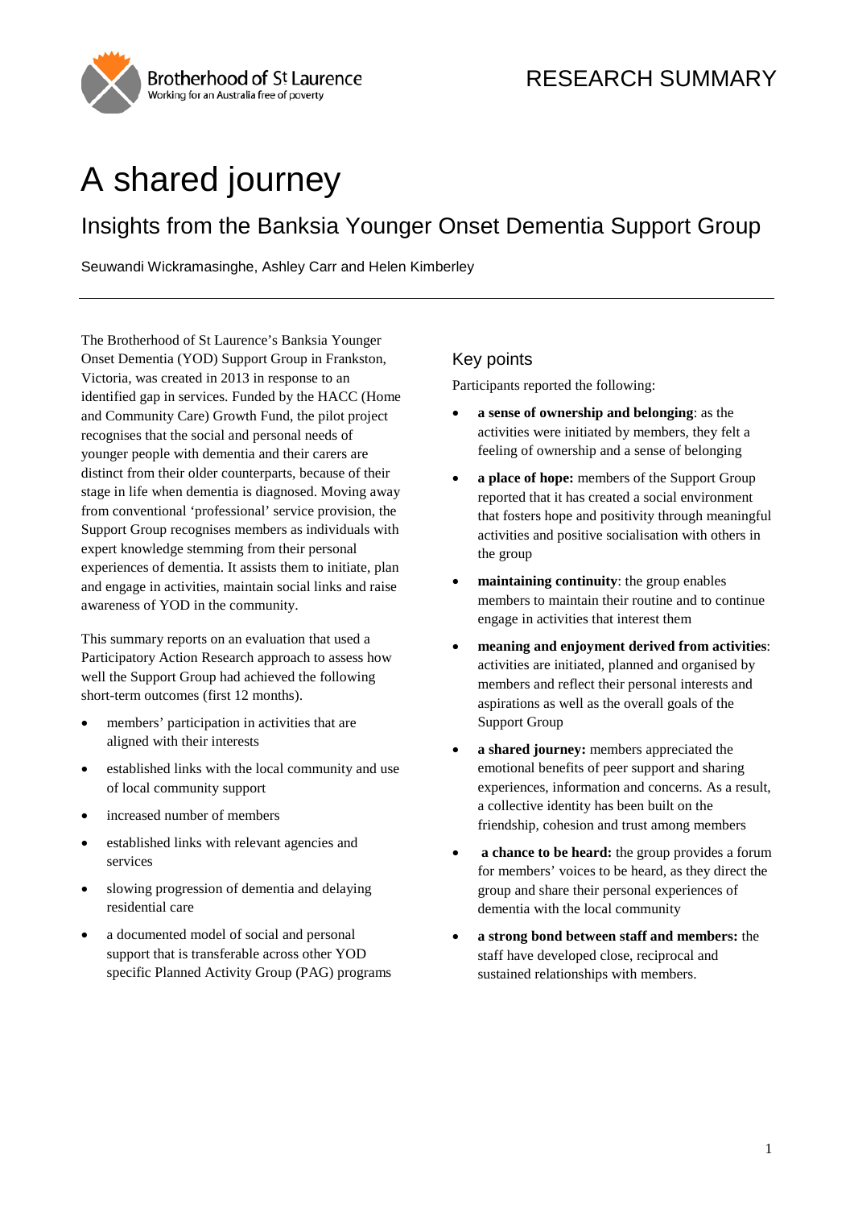RESEARCH SUMMARY

# A shared journey

## Insights from the Banksia Younger Onset Dementia Support Group

Seuwandi Wickramasinghe, Ashley Carr and Helen Kimberley

---

The Brotherhood of St Laurence's Banksia Younger Onset Dementia (YOD) Support Group in Frankston, Victoria, was created in 2013 in response to an identified gap in services. Funded by the HACC (Home and Community Care) Growth Fund, the pilot project recognises that the social and personal needs of younger people with dementia and their carers are distinct from their older counterparts, because of their stage in life when dementia is diagnosed. Moving away from conventional 'professional' service provision, the Support Group recognises members as individuals with expert knowledge stemming from their personal experiences of dementia. It assists them to initiate, plan and engage in activities, maintain social links and raise awareness of YOD in the community.

This summary reports on an evaluation that used a Participatory Action Research approach to assess how well the Support Group had achieved the following short-term outcomes (first 12 months).

- members' participation in activities that are aligned with their interests
- established links with the local community and use of local community support
- increased number of members
- established links with relevant agencies and services
- slowing progression of dementia and delaying residential care
- a documented model of social and personal support that is transferable across other YOD specific Planned Activity Group (PAG) programs

### Key points

Participants reported the following:

- **a sense of ownership and belonging**: as the activities were initiated by members, they felt a feeling of ownership and a sense of belonging
- **a place of hope:** members of the Support Group reported that it has created a social environment that fosters hope and positivity through meaningful activities and positive socialisation with others in the group
- **maintaining continuity**: the group enables members to maintain their routine and to continue engage in activities that interest them
- **meaning and enjoyment derived from activities**: activities are initiated, planned and organised by members and reflect their personal interests and aspirations as well as the overall goals of the Support Group
- **a shared journey:** members appreciated the emotional benefits of peer support and sharing experiences, information and concerns. As a result, a collective identity has been built on the friendship, cohesion and trust among members
- **a chance to be heard:** the group provides a forum for members' voices to be heard, as they direct the group and share their personal experiences of dementia with the local community
- **a strong bond between staff and members:** the staff have developed close, reciprocal and sustained relationships with members.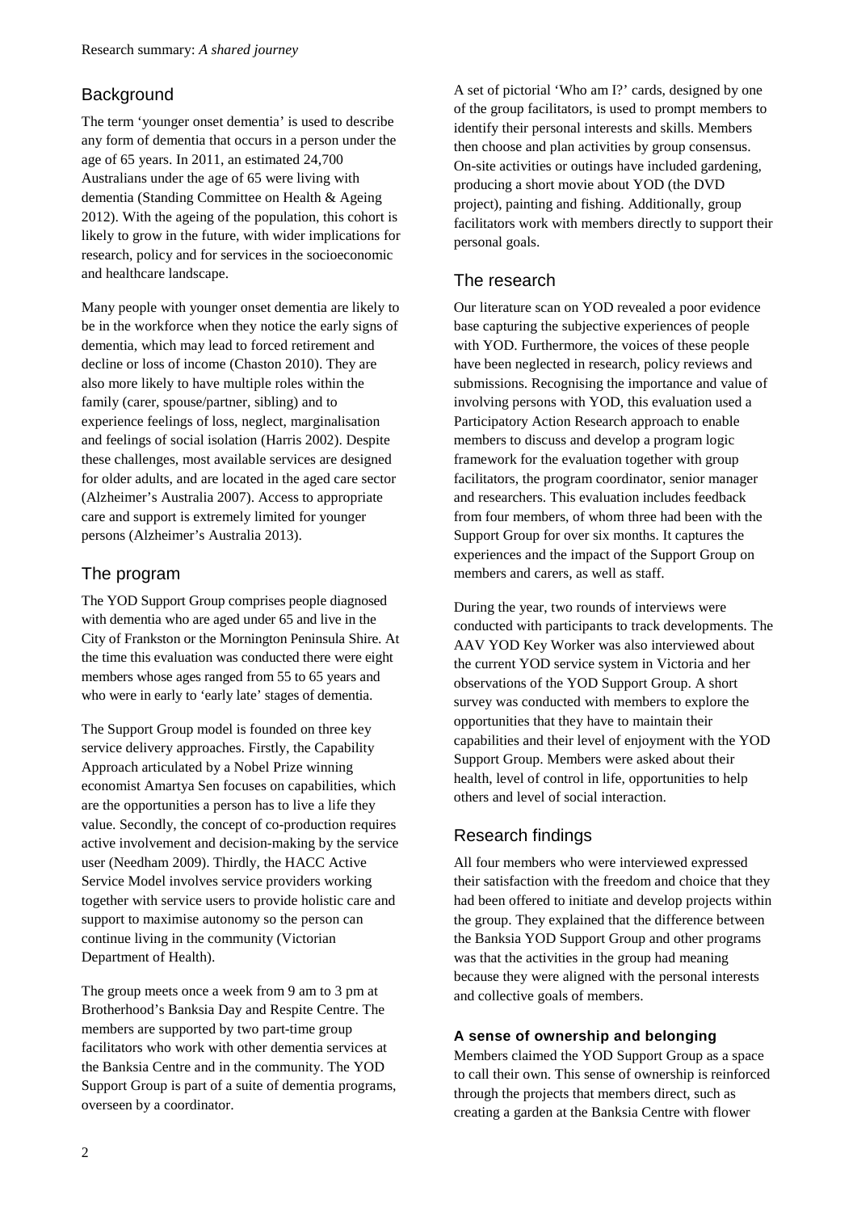## Background

The term 'younger onset dementia' is used to describe any form of dementia that occurs in a person under the age of 65 years. In 2011, an estimated 24,700 Australians under the age of 65 were living with dementia (Standing Committee on Health & Ageing 2012). With the ageing of the population, this cohort is likely to grow in the future, with wider implications for research, policy and for services in the socioeconomic and healthcare landscape.

Many people with younger onset dementia are likely to be in the workforce when they notice the early signs of dementia, which may lead to forced retirement and decline or loss of income (Chaston 2010). They are also more likely to have multiple roles within the family (carer, spouse/partner, sibling) and to experience feelings of loss, neglect, marginalisation and feelings of social isolation (Harris 2002). Despite these challenges, most available services are designed for older adults, and are located in the aged care sector (Alzheimer's Australia 2007). Access to appropriate care and support is extremely limited for younger persons (Alzheimer's Australia 2013).

## The program

The YOD Support Group comprises people diagnosed with dementia who are aged under 65 and live in the City of Frankston or the Mornington Peninsula Shire. At the time this evaluation was conducted there were eight members whose ages ranged from 55 to 65 years and who were in early to 'early late' stages of dementia.

The Support Group model is founded on three key service delivery approaches. Firstly, the Capability Approach articulated by a Nobel Prize winning economist Amartya Sen focuses on capabilities, which are the opportunities a person has to live a life they value. Secondly, the concept of co-production requires active involvement and decision-making by the service user (Needham 2009). Thirdly, the HACC Active Service Model involves service providers working together with service users to provide holistic care and support to maximise autonomy so the person can continue living in the community (Victorian Department of Health).

The group meets once a week from 9 am to 3 pm at Brotherhood's Banksia Day and Respite Centre. The members are supported by two part-time group facilitators who work with other dementia services at the Banksia Centre and in the community. The YOD Support Group is part of a suite of dementia programs, overseen by a coordinator.

A set of pictorial 'Who am I?' cards, designed by one of the group facilitators, is used to prompt members to identify their personal interests and skills. Members then choose and plan activities by group consensus. On-site activities or outings have included gardening, producing a short movie about YOD (the DVD project), painting and fishing. Additionally, group facilitators work with members directly to support their personal goals.

## The research

Our literature scan on YOD revealed a poor evidence base capturing the subjective experiences of people with YOD. Furthermore, the voices of these people have been neglected in research, policy reviews and submissions. Recognising the importance and value of involving persons with YOD, this evaluation used a Participatory Action Research approach to enable members to discuss and develop a program logic framework for the evaluation together with group facilitators, the program coordinator, senior manager and researchers. This evaluation includes feedback from four members, of whom three had been with the Support Group for over six months. It captures the experiences and the impact of the Support Group on members and carers, as well as staff.

During the year, two rounds of interviews were conducted with participants to track developments. The AAV YOD Key Worker was also interviewed about the current YOD service system in Victoria and her observations of the YOD Support Group. A short survey was conducted with members to explore the opportunities that they have to maintain their capabilities and their level of enjoyment with the YOD Support Group. Members were asked about their health, level of control in life, opportunities to help others and level of social interaction.

## Research findings

All four members who were interviewed expressed their satisfaction with the freedom and choice that they had been offered to initiate and develop projects within the group. They explained that the difference between the Banksia YOD Support Group and other programs was that the activities in the group had meaning because they were aligned with the personal interests and collective goals of members.

### A sense of ownership and belonging

Members claimed the YOD Support Group as a space to call their own. This sense of ownership is reinforced through the projects that members direct, such as creating a garden at the Banksia Centre with flower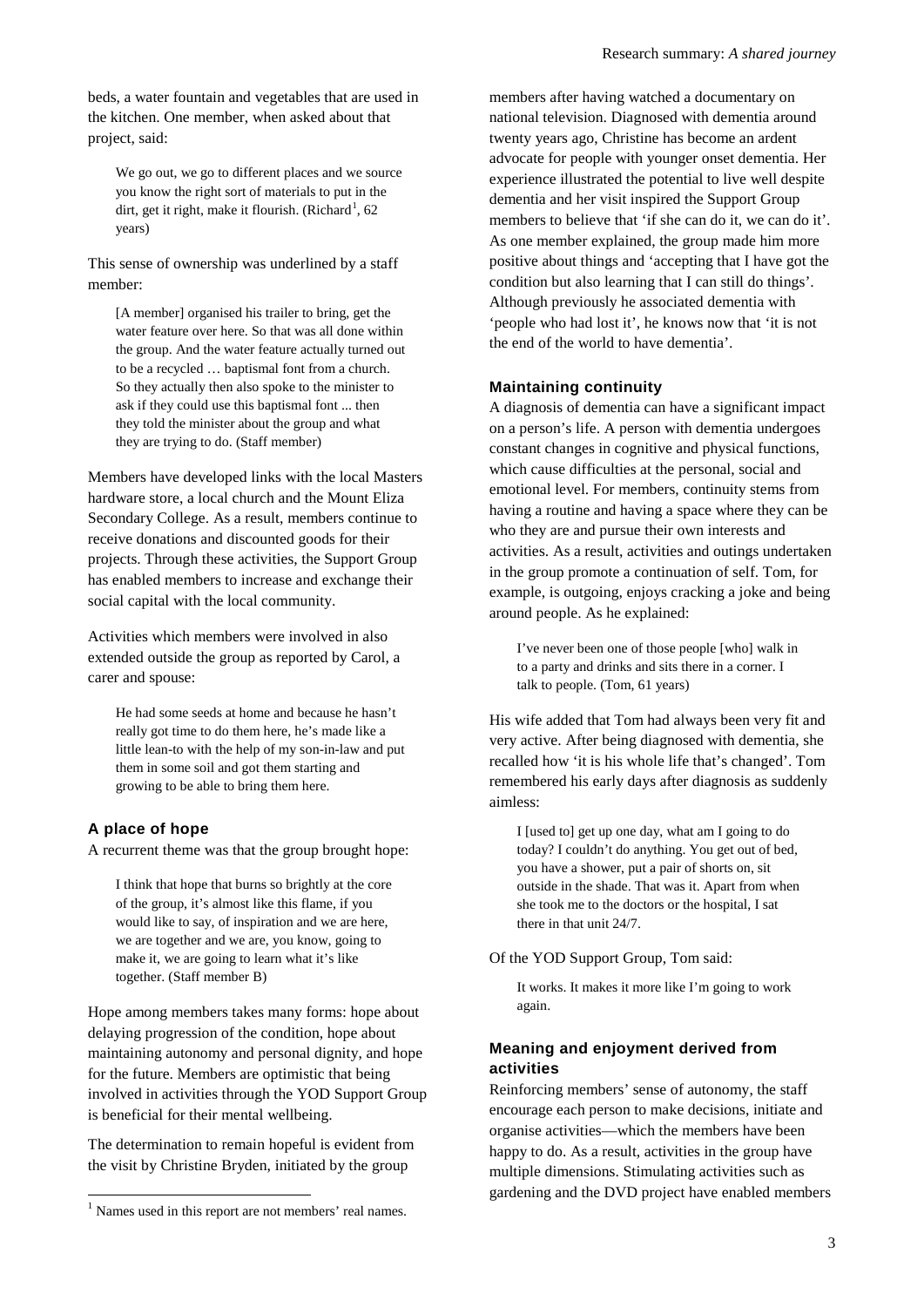beds, a water fountain and vegetables that are used in the kitchen. One member, when asked about that project, said:

> We go out, we go to different places and we source you know the right sort of materials to put in the dirt, get it right, make it flourish. (Richard[1], 62 years)

This sense of ownership was underlined by a staff member:

> [A member] organised his trailer to bring, get the water feature over here. So that was all done within the group. And the water feature actually turned out to be a recycled … baptismal font from a church. So they actually then also spoke to the minister to ask if they could use this baptismal font ... then they told the minister about the group and what they are trying to do. (Staff member)

Members have developed links with the local Masters hardware store, a local church and the Mount Eliza Secondary College. As a result, members continue to receive donations and discounted goods for their projects. Through these activities, the Support Group has enabled members to increase and exchange their social capital with the local community.

Activities which members were involved in also extended outside the group as reported by Carol, a carer and spouse:

> He had some seeds at home and because he hasn't really got time to do them here, he's made like a little lean-to with the help of my son-in-law and put them in some soil and got them starting and growing to be able to bring them here.

### A place of hope

A recurrent theme was that the group brought hope:

> I think that hope that burns so brightly at the core of the group, it's almost like this flame, if you would like to say, of inspiration and we are here, we are together and we are, you know, going to make it, we are going to learn what it's like together. (Staff member B)

Hope among members takes many forms: hope about delaying progression of the condition, hope about maintaining autonomy and personal dignity, and hope for the future. Members are optimistic that being involved in activities through the YOD Support Group is beneficial for their mental wellbeing.

The determination to remain hopeful is evident from the visit by Christine Bryden, initiated by the group members after having watched a documentary on national television. Diagnosed with dementia around twenty years ago, Christine has become an ardent advocate for people with younger onset dementia. Her experience illustrated the potential to live well despite dementia and her visit inspired the Support Group members to believe that 'if she can do it, we can do it'. As one member explained, the group made him more positive about things and 'accepting that I have got the condition but also learning that I can still do things'. Although previously he associated dementia with 'people who had lost it', he knows now that 'it is not the end of the world to have dementia'.

### Maintaining continuity

A diagnosis of dementia can have a significant impact on a person's life. A person with dementia undergoes constant changes in cognitive and physical functions, which cause difficulties at the personal, social and emotional level. For members, continuity stems from having a routine and having a space where they can be who they are and pursue their own interests and activities. As a result, activities and outings undertaken in the group promote a continuation of self. Tom, for example, is outgoing, enjoys cracking a joke and being around people. As he explained:

> I've never been one of those people [who] walk in to a party and drinks and sits there in a corner. I talk to people. (Tom, 61 years)

His wife added that Tom had always been very fit and very active. After being diagnosed with dementia, she recalled how 'it is his whole life that's changed'. Tom remembered his early days after diagnosis as suddenly aimless:

> I [used to] get up one day, what am I going to do today? I couldn't do anything. You get out of bed, you have a shower, put a pair of shorts on, sit outside in the shade. That was it. Apart from when she took me to the doctors or the hospital, I sat there in that unit 24/7.

Of the YOD Support Group, Tom said:

> It works. It makes it more like I'm going to work again.

### Meaning and enjoyment derived from activities

Reinforcing members' sense of autonomy, the staff encourage each person to make decisions, initiate and organise activities—which the members have been happy to do. As a result, activities in the group have multiple dimensions. Stimulating activities such as gardening and the DVD project have enabled members

[1] Names used in this report are not members' real names.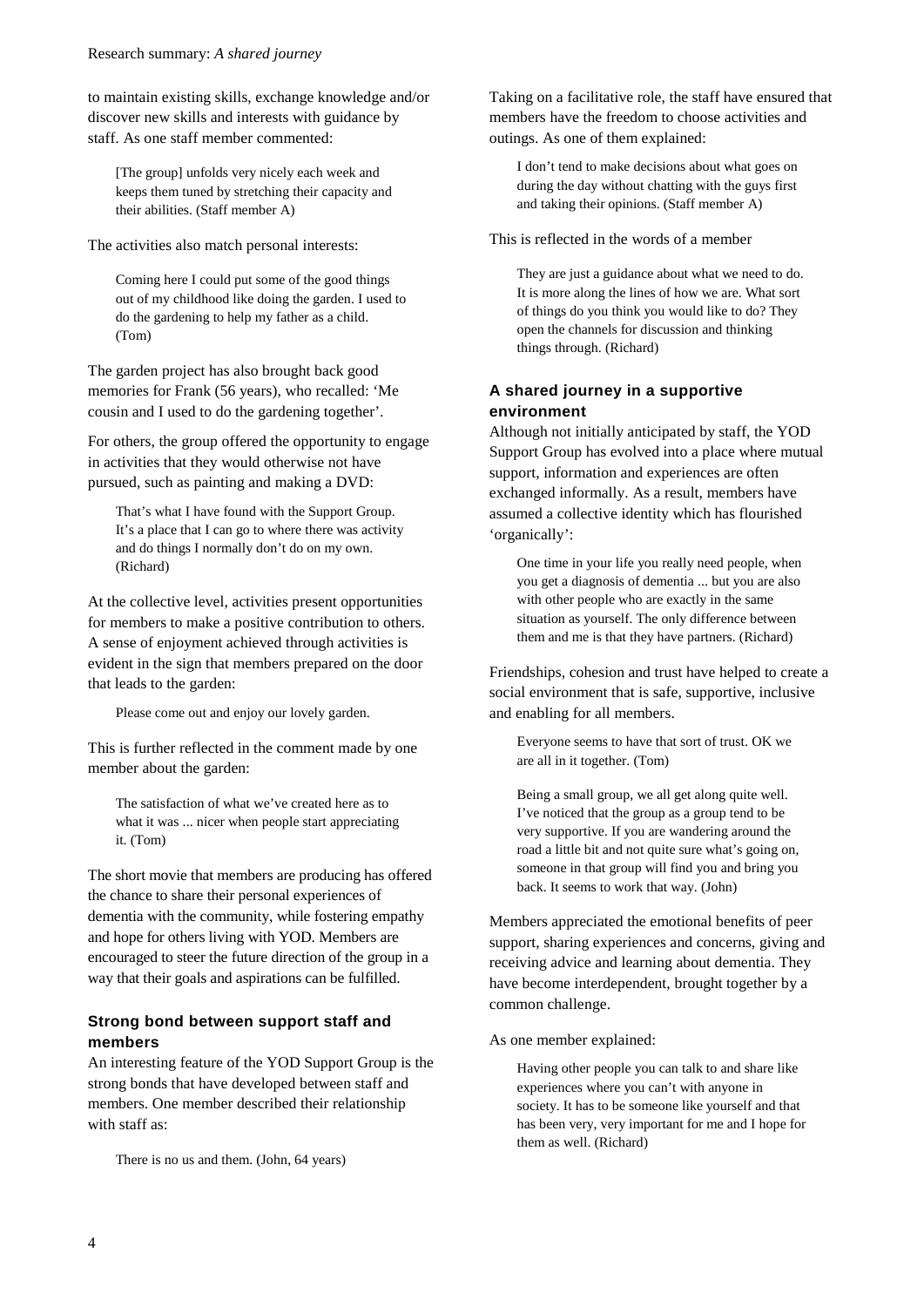to maintain existing skills, exchange knowledge and/or discover new skills and interests with guidance by staff. As one staff member commented:

> [The group] unfolds very nicely each week and keeps them tuned by stretching their capacity and their abilities. (Staff member A)

The activities also match personal interests:

> Coming here I could put some of the good things out of my childhood like doing the garden. I used to do the gardening to help my father as a child. (Tom)

The garden project has also brought back good memories for Frank (56 years), who recalled: 'Me cousin and I used to do the gardening together'.

For others, the group offered the opportunity to engage in activities that they would otherwise not have pursued, such as painting and making a DVD:

> That's what I have found with the Support Group. It's a place that I can go to where there was activity and do things I normally don't do on my own. (Richard)

At the collective level, activities present opportunities for members to make a positive contribution to others. A sense of enjoyment achieved through activities is evident in the sign that members prepared on the door that leads to the garden:

> Please come out and enjoy our lovely garden.

This is further reflected in the comment made by one member about the garden:

> The satisfaction of what we've created here as to what it was ... nicer when people start appreciating it. (Tom)

The short movie that members are producing has offered the chance to share their personal experiences of dementia with the community, while fostering empathy and hope for others living with YOD. Members are encouraged to steer the future direction of the group in a way that their goals and aspirations can be fulfilled.

### Strong bond between support staff and members

An interesting feature of the YOD Support Group is the strong bonds that have developed between staff and members. One member described their relationship with staff as:

> There is no us and them. (John, 64 years)

Taking on a facilitative role, the staff have ensured that members have the freedom to choose activities and outings. As one of them explained:

> I don't tend to make decisions about what goes on during the day without chatting with the guys first and taking their opinions. (Staff member A)

This is reflected in the words of a member

> They are just a guidance about what we need to do. It is more along the lines of how we are. What sort of things do you think you would like to do? They open the channels for discussion and thinking things through. (Richard)

### A shared journey in a supportive environment

Although not initially anticipated by staff, the YOD Support Group has evolved into a place where mutual support, information and experiences are often exchanged informally. As a result, members have assumed a collective identity which has flourished 'organically':

> One time in your life you really need people, when you get a diagnosis of dementia ... but you are also with other people who are exactly in the same situation as yourself. The only difference between them and me is that they have partners. (Richard)

Friendships, cohesion and trust have helped to create a social environment that is safe, supportive, inclusive and enabling for all members.

> Everyone seems to have that sort of trust. OK we are all in it together. (Tom)

> Being a small group, we all get along quite well. I've noticed that the group as a group tend to be very supportive. If you are wandering around the road a little bit and not quite sure what's going on, someone in that group will find you and bring you back. It seems to work that way. (John)

Members appreciated the emotional benefits of peer support, sharing experiences and concerns, giving and receiving advice and learning about dementia. They have become interdependent, brought together by a common challenge.

As one member explained:

> Having other people you can talk to and share like experiences where you can't with anyone in society. It has to be someone like yourself and that has been very, very important for me and I hope for them as well. (Richard)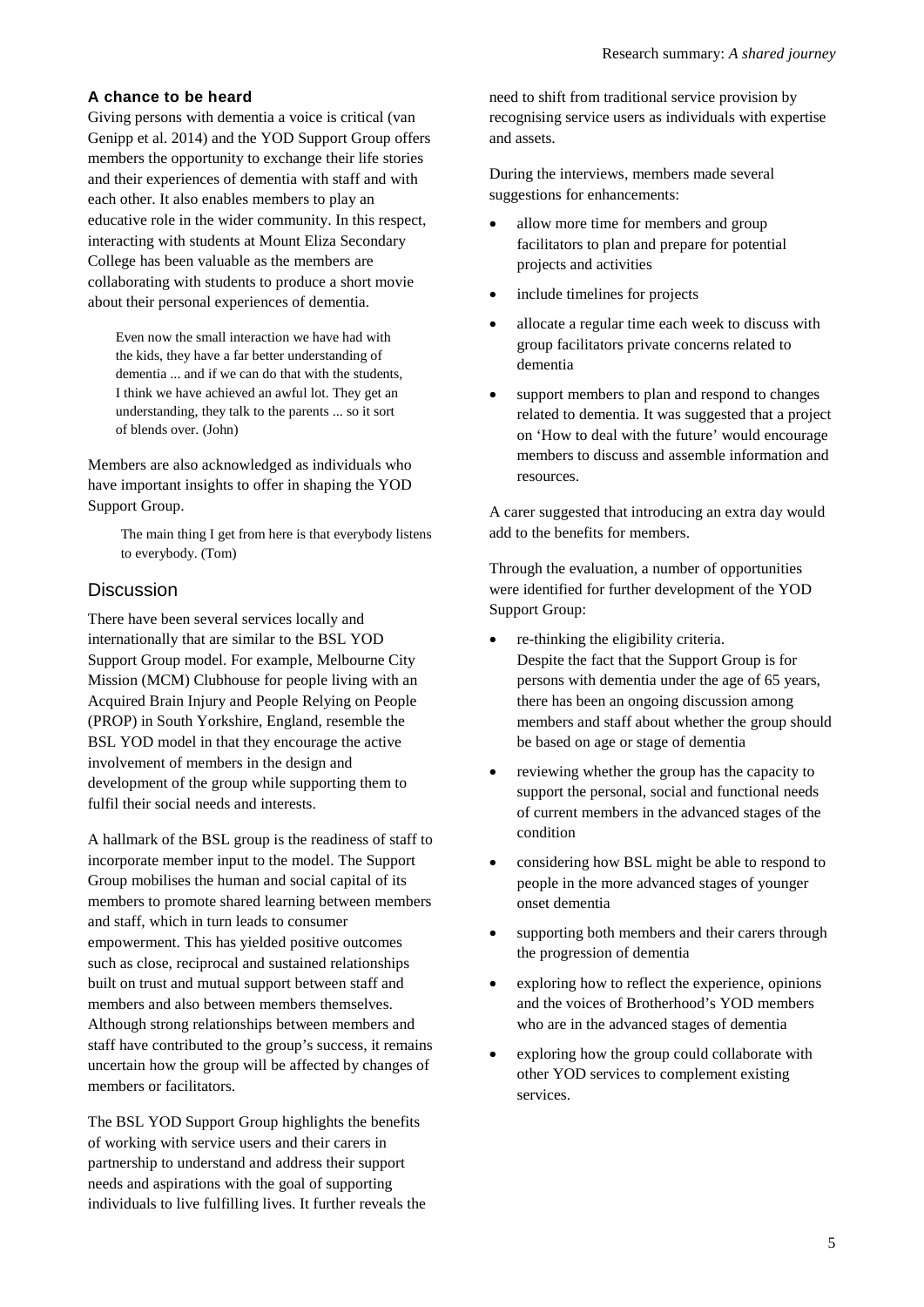### A chance to be heard

Giving persons with dementia a voice is critical (van Genipp et al. 2014) and the YOD Support Group offers members the opportunity to exchange their life stories and their experiences of dementia with staff and with each other. It also enables members to play an educative role in the wider community. In this respect, interacting with students at Mount Eliza Secondary College has been valuable as the members are collaborating with students to produce a short movie about their personal experiences of dementia.

> Even now the small interaction we have had with the kids, they have a far better understanding of dementia ... and if we can do that with the students, I think we have achieved an awful lot. They get an understanding, they talk to the parents ... so it sort of blends over. (John)

Members are also acknowledged as individuals who have important insights to offer in shaping the YOD Support Group.

> The main thing I get from here is that everybody listens to everybody. (Tom)

## Discussion

There have been several services locally and internationally that are similar to the BSL YOD Support Group model. For example, Melbourne City Mission (MCM) Clubhouse for people living with an Acquired Brain Injury and People Relying on People (PROP) in South Yorkshire, England, resemble the BSL YOD model in that they encourage the active involvement of members in the design and development of the group while supporting them to fulfil their social needs and interests.

A hallmark of the BSL group is the readiness of staff to incorporate member input to the model. The Support Group mobilises the human and social capital of its members to promote shared learning between members and staff, which in turn leads to consumer empowerment. This has yielded positive outcomes such as close, reciprocal and sustained relationships built on trust and mutual support between staff and members and also between members themselves. Although strong relationships between members and staff have contributed to the group's success, it remains uncertain how the group will be affected by changes of members or facilitators.

The BSL YOD Support Group highlights the benefits of working with service users and their carers in partnership to understand and address their support needs and aspirations with the goal of supporting individuals to live fulfilling lives. It further reveals the need to shift from traditional service provision by recognising service users as individuals with expertise and assets.

During the interviews, members made several suggestions for enhancements:

- allow more time for members and group facilitators to plan and prepare for potential projects and activities
- include timelines for projects
- allocate a regular time each week to discuss with group facilitators private concerns related to dementia
- support members to plan and respond to changes related to dementia. It was suggested that a project on 'How to deal with the future' would encourage members to discuss and assemble information and resources.

A carer suggested that introducing an extra day would add to the benefits for members.

Through the evaluation, a number of opportunities were identified for further development of the YOD Support Group:

- re-thinking the eligibility criteria.
  Despite the fact that the Support Group is for persons with dementia under the age of 65 years, there has been an ongoing discussion among members and staff about whether the group should be based on age or stage of dementia
- reviewing whether the group has the capacity to support the personal, social and functional needs of current members in the advanced stages of the condition
- considering how BSL might be able to respond to people in the more advanced stages of younger onset dementia
- supporting both members and their carers through the progression of dementia
- exploring how to reflect the experience, opinions and the voices of Brotherhood's YOD members who are in the advanced stages of dementia
- exploring how the group could collaborate with other YOD services to complement existing services.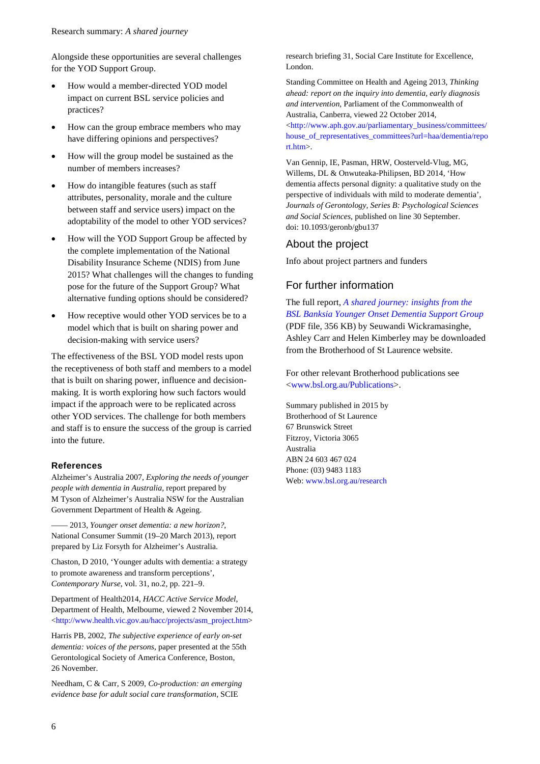Alongside these opportunities are several challenges for the YOD Support Group.

- How would a member-directed YOD model impact on current BSL service policies and practices?
- How can the group embrace members who may have differing opinions and perspectives?
- How will the group model be sustained as the number of members increases?
- How do intangible features (such as staff attributes, personality, morale and the culture between staff and service users) impact on the adoptability of the model to other YOD services?
- How will the YOD Support Group be affected by the complete implementation of the National Disability Insurance Scheme (NDIS) from June 2015? What challenges will the changes to funding pose for the future of the Support Group? What alternative funding options should be considered?
- How receptive would other YOD services be to a model which that is built on sharing power and decision-making with service users?

The effectiveness of the BSL YOD model rests upon the receptiveness of both staff and members to a model that is built on sharing power, influence and decision-making. It is worth exploring how such factors would impact if the approach were to be replicated across other YOD services. The challenge for both members and staff is to ensure the success of the group is carried into the future.

## References

Alzheimer's Australia 2007, *Exploring the needs of younger people with dementia in Australia*, report prepared by M Tyson of Alzheimer's Australia NSW for the Australian Government Department of Health & Ageing.

—— 2013, *Younger onset dementia: a new horizon?*, National Consumer Summit (19–20 March 2013), report prepared by Liz Forsyth for Alzheimer's Australia.

Chaston, D 2010, 'Younger adults with dementia: a strategy to promote awareness and transform perceptions', *Contemporary Nurse*, vol. 31, no.2, pp. 221–9.

Department of Health2014, *HACC Active Service Model*, Department of Health, Melbourne, viewed 2 November 2014, <http://www.health.vic.gov.au/hacc/projects/asm_project.htm>

Harris PB, 2002, *The subjective experience of early on-set dementia: voices of the persons*, paper presented at the 55th Gerontological Society of America Conference, Boston, 26 November.

Needham, C & Carr, S 2009, *Co-production: an emerging evidence base for adult social care transformation*, SCIE research briefing 31, Social Care Institute for Excellence, London.

Standing Committee on Health and Ageing 2013, *Thinking ahead: report on the inquiry into dementia, early diagnosis and intervention*, Parliament of the Commonwealth of Australia, Canberra, viewed 22 October 2014, <http://www.aph.gov.au/parliamentary_business/committees/house_of_representatives_committees?url=haa/dementia/report.htm>.

Van Gennip, IE, Pasman, HRW, Oosterveld-Vlug, MG, Willems, DL & Onwuteaka-Philipsen, BD 2014, 'How dementia affects personal dignity: a qualitative study on the perspective of individuals with mild to moderate dementia', *Journals of Gerontology, Series B: Psychological Sciences and Social Sciences*, published on line 30 September. doi: 10.1093/geronb/gbu137

## About the project

Info about project partners and funders

## For further information

The full report, *A shared journey: insights from the BSL Banksia Younger Onset Dementia Support Group* (PDF file, 356 KB) by Seuwandi Wickramasinghe, Ashley Carr and Helen Kimberley may be downloaded from the Brotherhood of St Laurence website.

For other relevant Brotherhood publications see <www.bsl.org.au/Publications>.

Summary published in 2015 by
Brotherhood of St Laurence
67 Brunswick Street
Fitzroy, Victoria 3065
Australia
ABN 24 603 467 024
Phone: (03) 9483 1183
Web: www.bsl.org.au/research